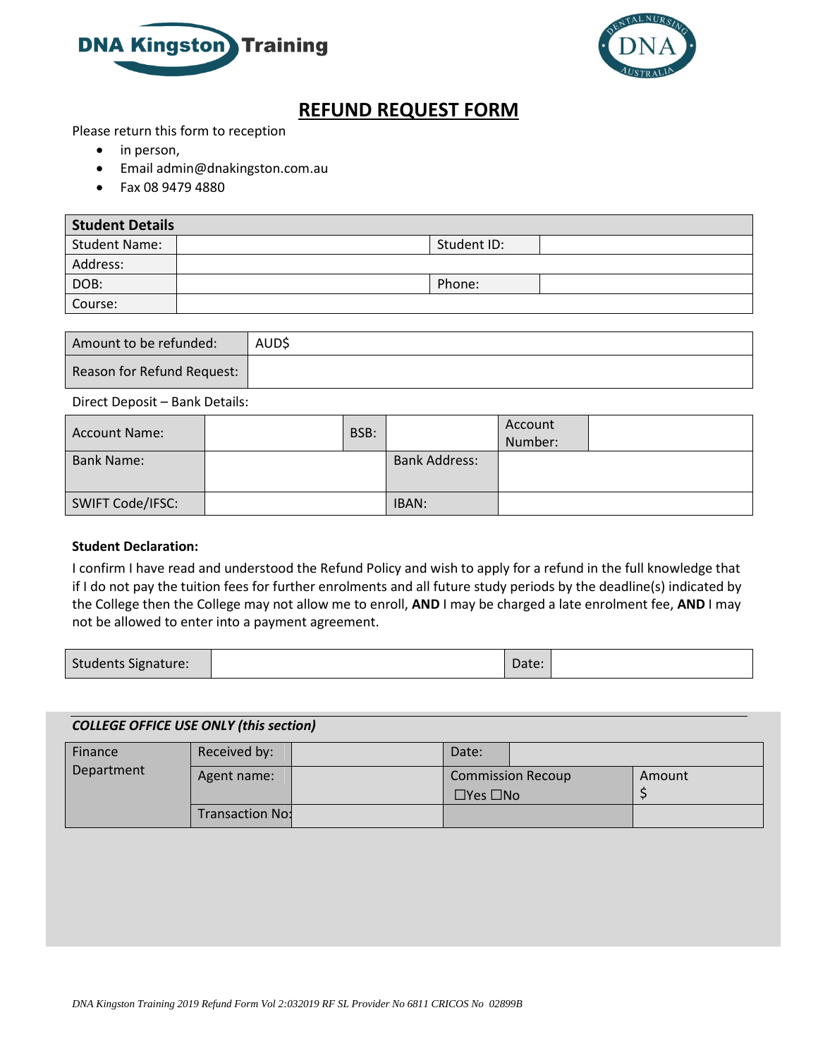DNA Kingston Training

# REFUND REQUEST FORM

Please return this form to reception

- in person,
- Email admin@dnakingston.com.au
- Fax 08 9479 4880

| **Student Details** | | | |
|---|---|---|---|
| Student Name: | | Student ID: | |
| Address: | | | |
| DOB: | | Phone: | |
| Course: | | | |

| | |
|---|---|
| Amount to be refunded: | AUD$ |
| Reason for Refund Request: | |

Direct Deposit – Bank Details:

| | | | | | |
|---|---|---|---|---|---|
| Account Name: | | BSB: | | Account Number: | |
| Bank Name: | | | Bank Address: | | |
| SWIFT Code/IFSC: | | | IBAN: | | |

**Student Declaration:**

I confirm I have read and understood the Refund Policy and wish to apply for a refund in the full knowledge that if I do not pay the tuition fees for further enrolments and all future study periods by the deadline(s) indicated by the College then the College may not allow me to enroll, **AND** I may be charged a late enrolment fee, **AND** I may not be allowed to enter into a payment agreement.

| | | | |
|---|---|---|---|
| Students Signature: | | Date: | |

***COLLEGE OFFICE USE ONLY (this section)***

| | | | | |
|---|---|---|---|---|
| Finance Department | Received by: | | Date: | |
| | Agent name: | | Commission Recoup ☐Yes ☐No | Amount $ |
| | Transaction No: | | | |

*DNA Kingston Training 2019 Refund Form Vol 2:032019 RF SL Provider No 6811 CRICOS No 02899B*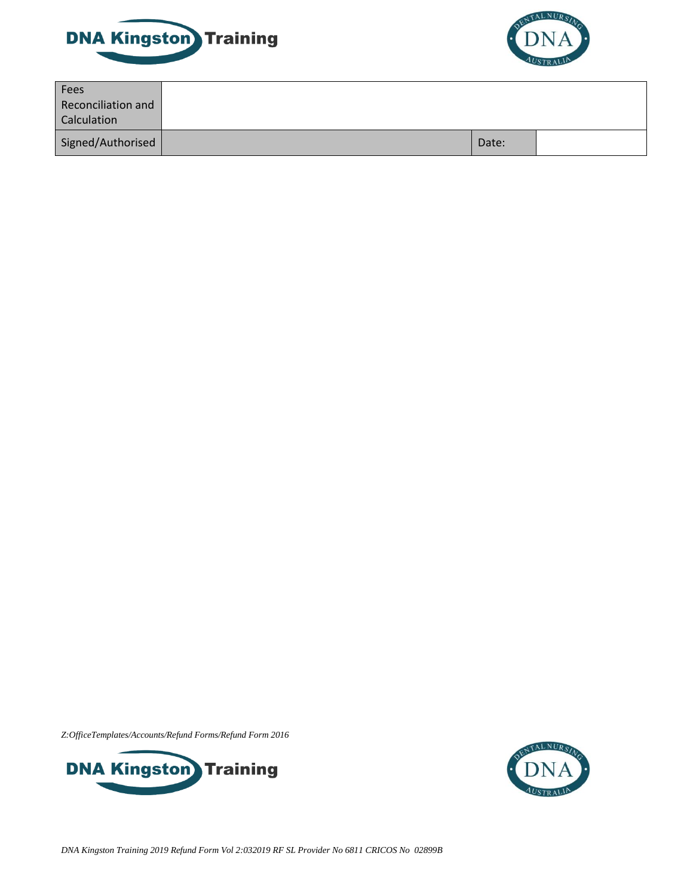| | | | |
|---|---|---|---|
| Fees Reconciliation and Calculation | | | |
| Signed/Authorised | | Date: | |

*Z:OfficeTemplates/Accounts/Refund Forms/Refund Form 2016*

*DNA Kingston Training 2019 Refund Form Vol 2:032019 RF SL Provider No 6811 CRICOS No 02899B*